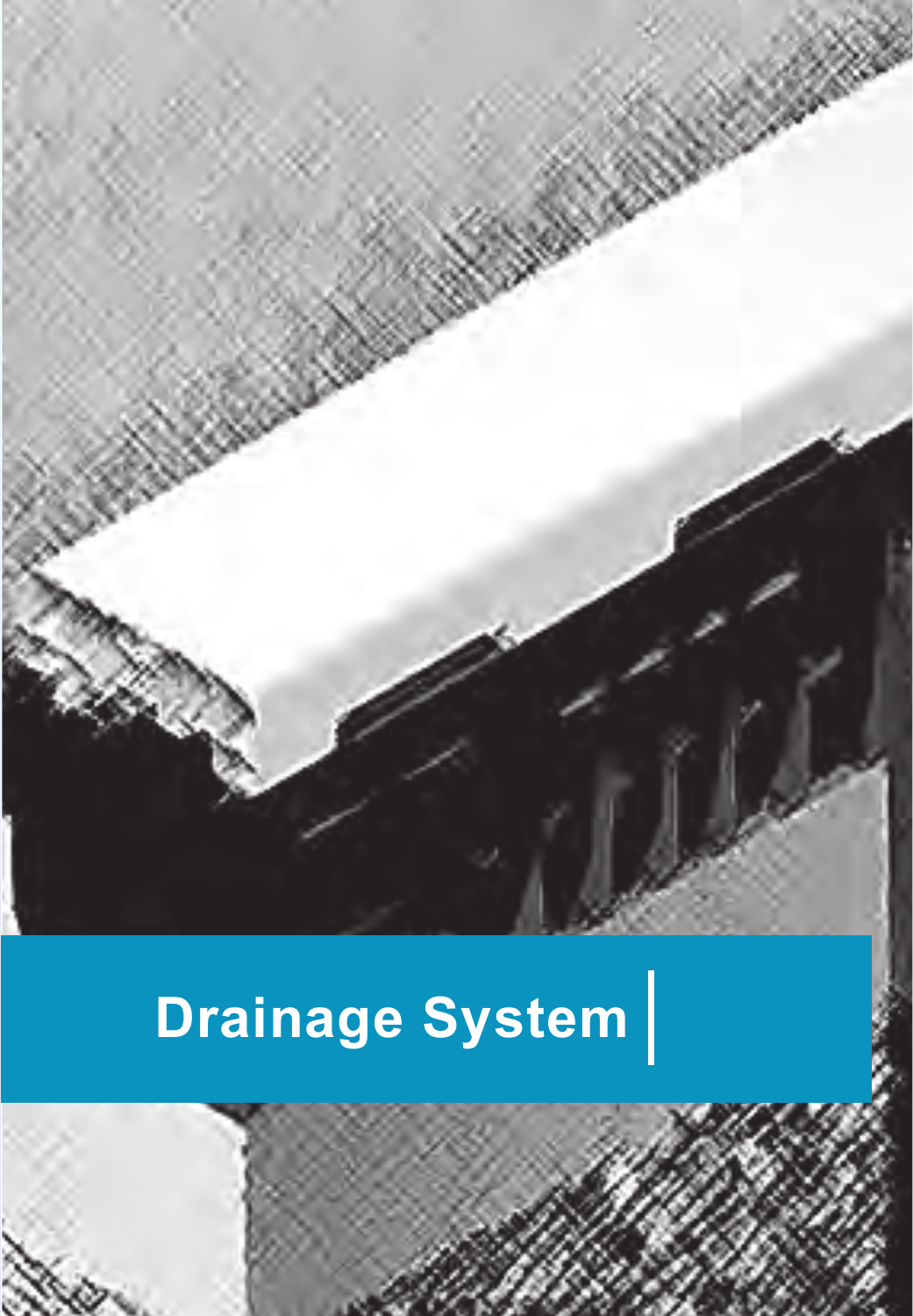# Drainage System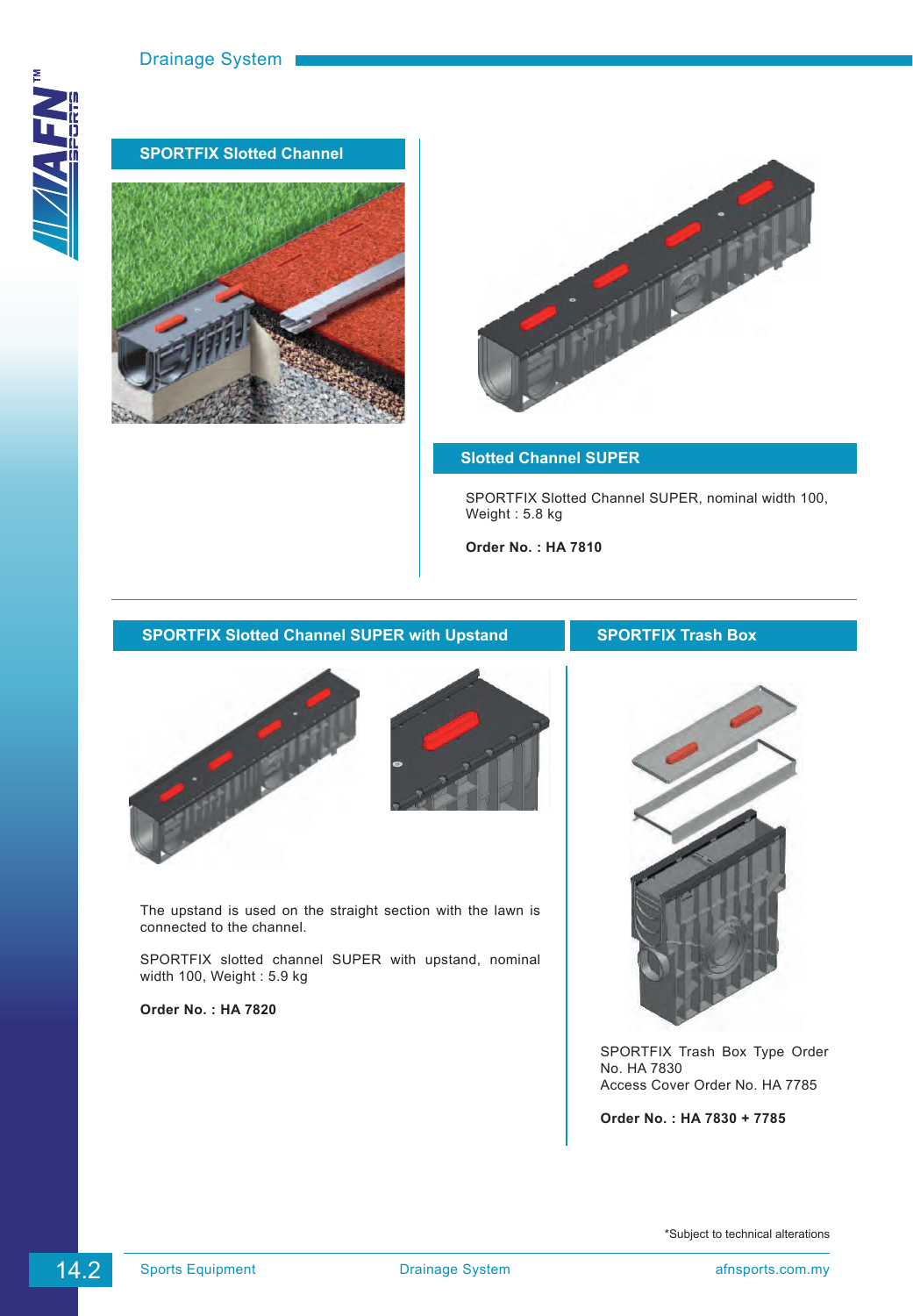# Drainage System

## SPORTFIX Slotted Channel

## Slotted Channel SUPER

SPORTFIX Slotted Channel SUPER, nominal width 100, Weight : 5.8 kg

**Order No. : HA 7810**

## SPORTFIX Slotted Channel SUPER with Upstand

The upstand is used on the straight section with the lawn is connected to the channel.

SPORTFIX slotted channel SUPER with upstand, nominal width 100, Weight : 5.9 kg

**Order No. : HA 7820**

## SPORTFIX Trash Box

SPORTFIX Trash Box Type Order No. HA 7830
Access Cover Order No. HA 7785

**Order No. : HA 7830 + 7785**

*Subject to technical alterations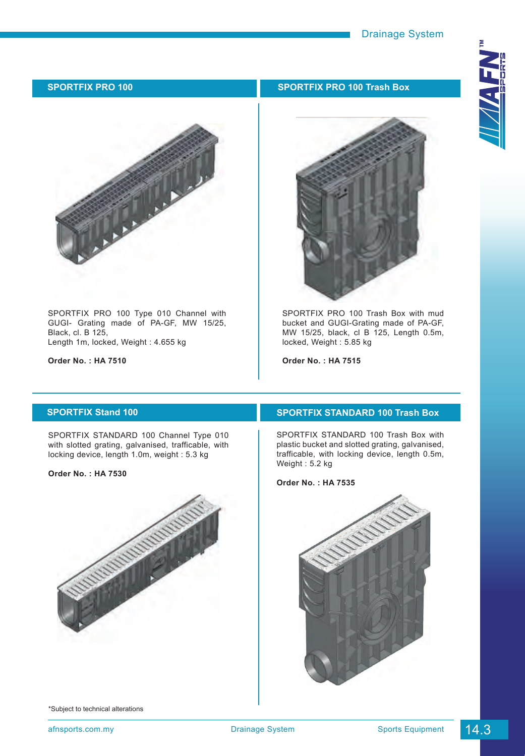## SPORTFIX PRO 100

SPORTFIX PRO 100 Type 010 Channel with GUGI- Grating made of PA-GF, MW 15/25, Black, cl. B 125,
Length 1m, locked, Weight : 4.655 kg

**Order No. : HA 7510**

## SPORTFIX PRO 100 Trash Box

SPORTFIX PRO 100 Trash Box with mud bucket and GUGI-Grating made of PA-GF, MW 15/25, black, cl B 125, Length 0.5m, locked, Weight : 5.85 kg

**Order No. : HA 7515**

## SPORTFIX Stand 100

SPORTFIX STANDARD 100 Channel Type 010 with slotted grating, galvanised, trafficable, with locking device, length 1.0m, weight : 5.3 kg

**Order No. : HA 7530**

## SPORTFIX STANDARD 100 Trash Box

SPORTFIX STANDARD 100 Trash Box with plastic bucket and slotted grating, galvanised, trafficable, with locking device, length 0.5m, Weight : 5.2 kg

**Order No. : HA 7535**

*Subject to technical alterations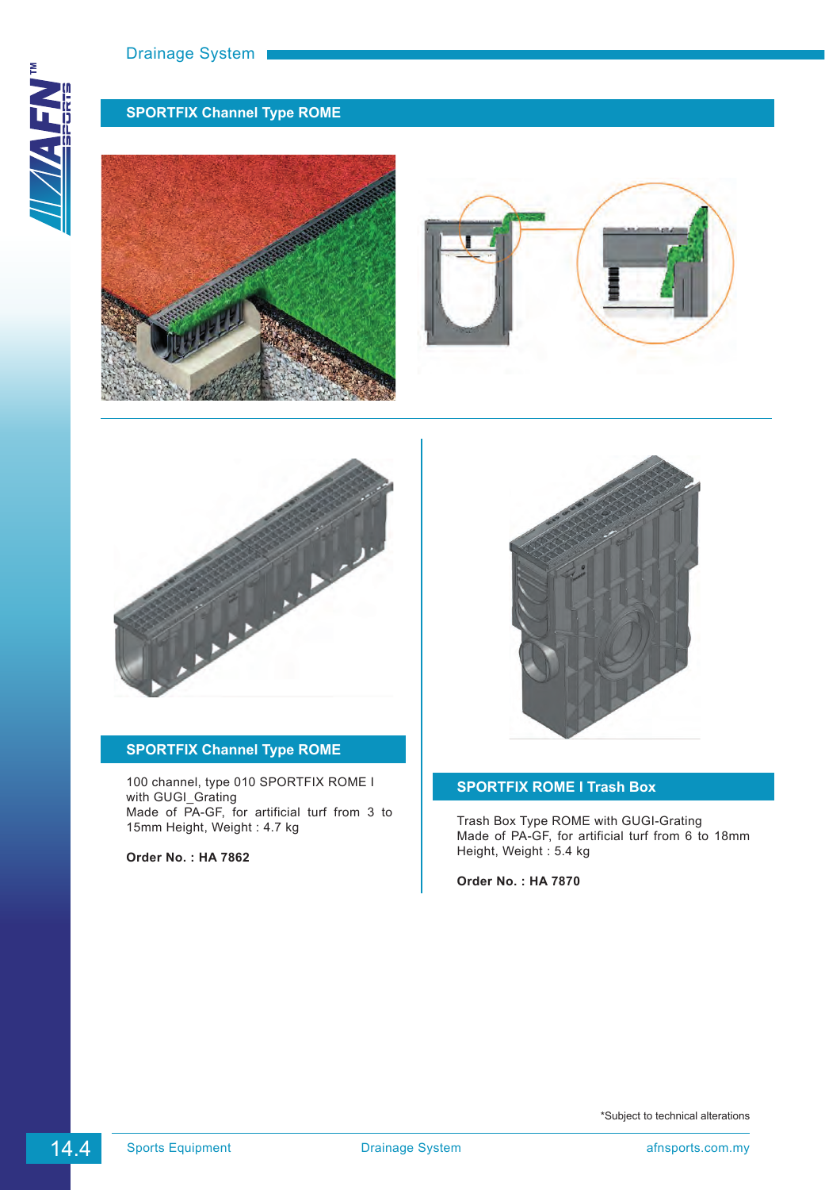# SPORTFIX Channel Type ROME

## SPORTFIX Channel Type ROME

100 channel, type 010 SPORTFIX ROME I with GUGI_Grating
Made of PA-GF, for artificial turf from 3 to 15mm Height, Weight : 4.7 kg

**Order No. : HA 7862**

## SPORTFIX ROME I Trash Box

Trash Box Type ROME with GUGI-Grating
Made of PA-GF, for artificial turf from 6 to 18mm Height, Weight : 5.4 kg

**Order No. : HA 7870**

*Subject to technical alterations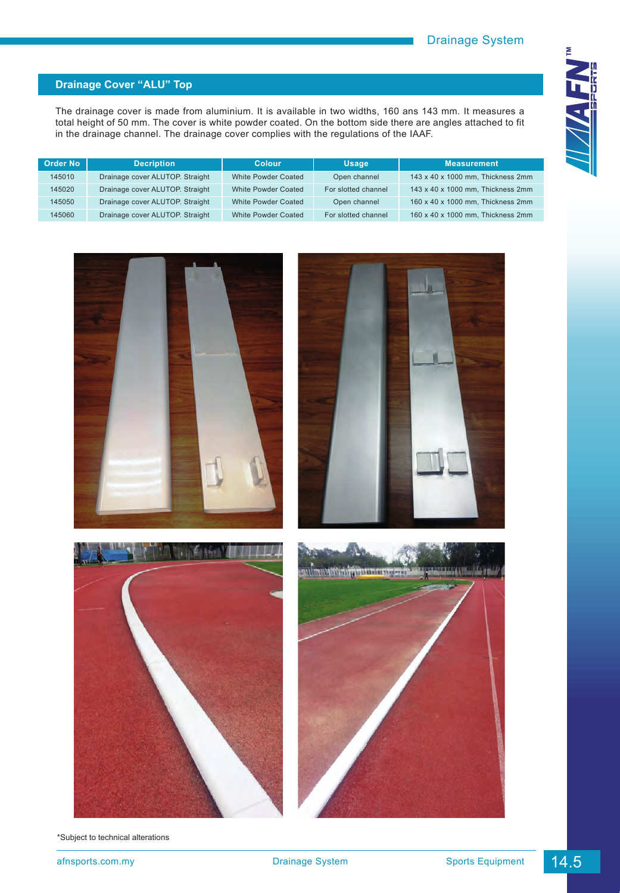## Drainage Cover “ALU” Top

The drainage cover is made from aluminium. It is available in two widths, 160 ans 143 mm. It measures a total height of 50 mm. The cover is white powder coated. On the bottom side there are angles attached to fit in the drainage channel. The drainage cover complies with the regulations of the IAAF.

| Order No | Decription | Colour | Usage | Measurement |
|---|---|---|---|---|
| 145010 | Drainage cover ALUTOP. Straight | White Powder Coated | Open channel | 143 x 40 x 1000 mm, Thickness 2mm |
| 145020 | Drainage cover ALUTOP. Straight | White Powder Coated | For slotted channel | 143 x 40 x 1000 mm, Thickness 2mm |
| 145050 | Drainage cover ALUTOP. Straight | White Powder Coated | Open channel | 160 x 40 x 1000 mm, Thickness 2mm |
| 145060 | Drainage cover ALUTOP. Straight | White Powder Coated | For slotted channel | 160 x 40 x 1000 mm, Thickness 2mm |

*Subject to technical alterations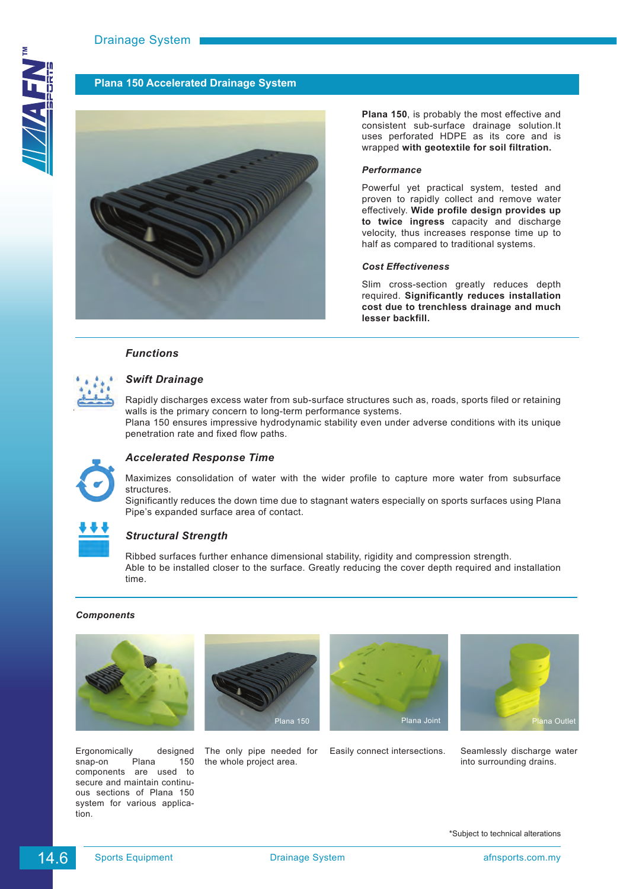## Plana 150 Accelerated Drainage System

**Plana 150**, is probably the most effective and consistent sub-surface drainage solution.It uses perforated HDPE as its core and is wrapped **with geotextile for soil filtration.**

***Performance***

Powerful yet practical system, tested and proven to rapidly collect and remove water effectively. **Wide profile design provides up to twice ingress** capacity and discharge velocity, thus increases response time up to half as compared to traditional systems.

***Cost Effectiveness***

Slim cross-section greatly reduces depth required. **Significantly reduces installation cost due to trenchless drainage and much lesser backfill.**

### *Functions*

#### *Swift Drainage*

Rapidly discharges excess water from sub-surface structures such as, roads, sports filed or retaining walls is the primary concern to long-term performance systems.
Plana 150 ensures impressive hydrodynamic stability even under adverse conditions with its unique penetration rate and fixed flow paths.

#### *Accelerated Response Time*

Maximizes consolidation of water with the wider profile to capture more water from subsurface structures.
Significantly reduces the down time due to stagnant waters especially on sports surfaces using Plana Pipe's expanded surface area of contact.

#### *Structural Strength*

Ribbed surfaces further enhance dimensional stability, rigidity and compression strength.
Able to be installed closer to the surface. Greatly reducing the cover depth required and installation time.

### *Components*

Ergonomically designed snap-on Plana 150 components are used to secure and maintain continuous sections of Plana 150 system for various application.

Plana 150

The only pipe needed for the whole project area.

Plana Joint

Easily connect intersections.

Plana Outlet

Seamlessly discharge water into surrounding drains.

*Subject to technical alterations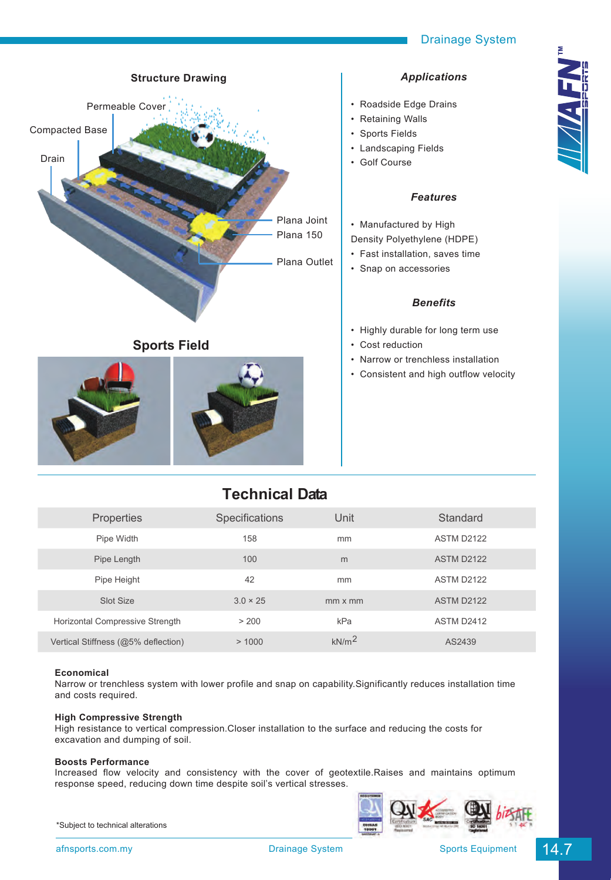# Drainage System

## Structure Drawing

Permeable Cover

Compacted Base

Drain

Plana Joint

Plana 150

Plana Outlet

## Sports Field

## *Applications*

- Roadside Edge Drains
- Retaining Walls
- Sports Fields
- Landscaping Fields
- Golf Course

## *Features*

- Manufactured by High Density Polyethylene (HDPE)
- Fast installation, saves time
- Snap on accessories

## *Benefits*

- Highly durable for long term use
- Cost reduction
- Narrow or trenchless installation
- Consistent and high outflow velocity

## Technical Data

| Properties | Specifications | Unit | Standard |
|---|---|---|---|
| Pipe Width | 158 | mm | ASTM D2122 |
| Pipe Length | 100 | m | ASTM D2122 |
| Pipe Height | 42 | mm | ASTM D2122 |
| Slot Size | 3.0 × 25 | mm x mm | ASTM D2122 |
| Horizontal Compressive Strength | > 200 | kPa | ASTM D2412 |
| Vertical Stiffness (@5% deflection) | > 1000 | $kN/m^2$ | AS2439 |

**Economical**
Narrow or trenchless system with lower profile and snap on capability.Significantly reduces installation time and costs required.

**High Compressive Strength**
High resistance to vertical compression.Closer installation to the surface and reducing the costs for excavation and dumping of soil.

**Boosts Performance**
Increased flow velocity and consistency with the cover of geotextile.Raises and maintains optimum response speed, reducing down time despite soil's vertical stresses.

*Subject to technical alterations